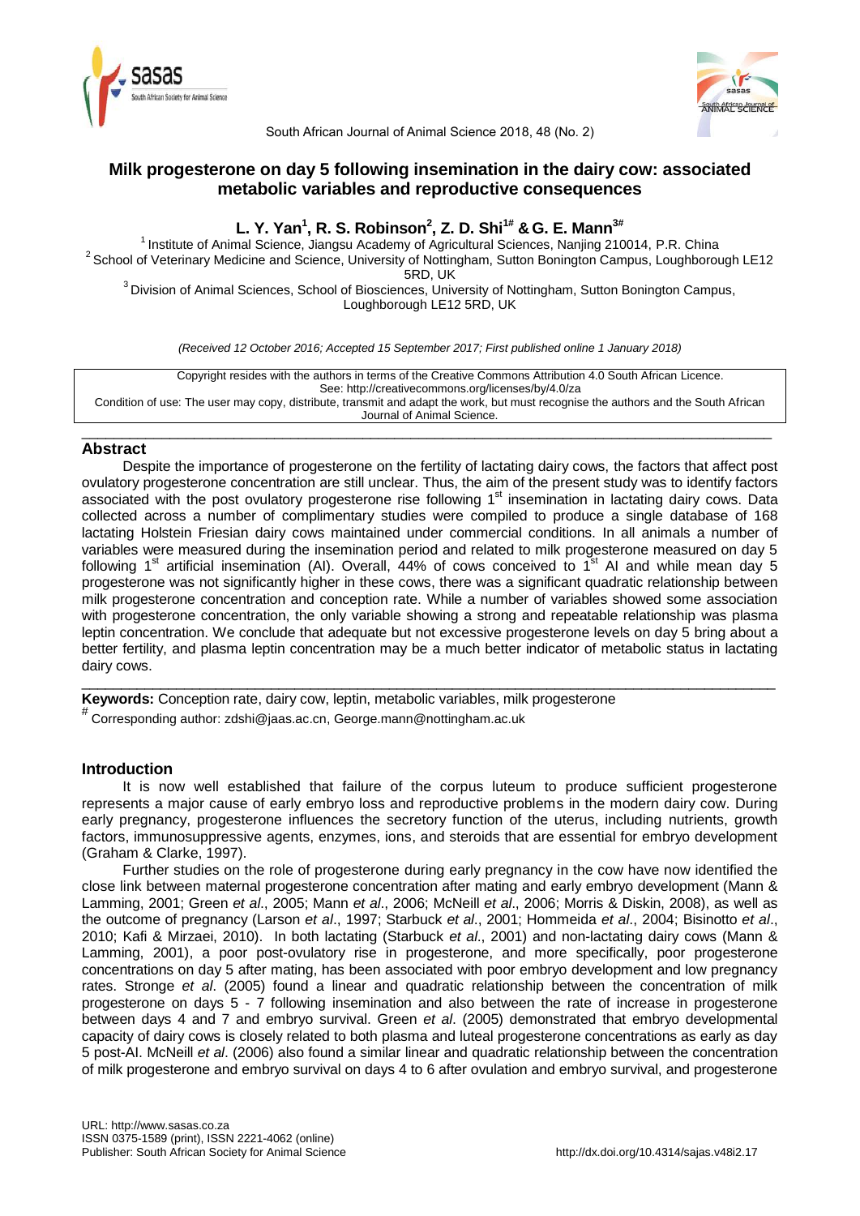# Milk progesterone on day 5 following insemination in the dairy cow: associated metabolic variables and reproductive consequences

**L. Y. Yan[1], R. S. Robinson[2], Z. D. Shi[1#] & G. E. Mann[3#]**

[1] Institute of Animal Science, Jiangsu Academy of Agricultural Sciences, Nanjing 210014, P.R. China
[2] School of Veterinary Medicine and Science, University of Nottingham, Sutton Bonington Campus, Loughborough LE12 5RD, UK
[3] Division of Animal Sciences, School of Biosciences, University of Nottingham, Sutton Bonington Campus, Loughborough LE12 5RD, UK

*(Received 12 October 2016; Accepted 15 September 2017; First published online 1 January 2018)*

Copyright resides with the authors in terms of the Creative Commons Attribution 4.0 South African Licence.
See: http://creativecommons.org/licenses/by/4.0/za
Condition of use: The user may copy, distribute, transmit and adapt the work, but must recognise the authors and the South African Journal of Animal Science.

## Abstract

Despite the importance of progesterone on the fertility of lactating dairy cows, the factors that affect post ovulatory progesterone concentration are still unclear. Thus, the aim of the present study was to identify factors associated with the post ovulatory progesterone rise following 1st insemination in lactating dairy cows. Data collected across a number of complimentary studies were compiled to produce a single database of 168 lactating Holstein Friesian dairy cows maintained under commercial conditions. In all animals a number of variables were measured during the insemination period and related to milk progesterone measured on day 5 following 1st artificial insemination (AI). Overall, 44% of cows conceived to 1st AI and while mean day 5 progesterone was not significantly higher in these cows, there was a significant quadratic relationship between milk progesterone concentration and conception rate. While a number of variables showed some association with progesterone concentration, the only variable showing a strong and repeatable relationship was plasma leptin concentration. We conclude that adequate but not excessive progesterone levels on day 5 bring about a better fertility, and plasma leptin concentration may be a much better indicator of metabolic status in lactating dairy cows.

**Keywords:** Conception rate, dairy cow, leptin, metabolic variables, milk progesterone

[#] Corresponding author: zdshi@jaas.ac.cn, George.mann@nottingham.ac.uk

## Introduction

It is now well established that failure of the corpus luteum to produce sufficient progesterone represents a major cause of early embryo loss and reproductive problems in the modern dairy cow. During early pregnancy, progesterone influences the secretory function of the uterus, including nutrients, growth factors, immunosuppressive agents, enzymes, ions, and steroids that are essential for embryo development (Graham & Clarke, 1997).

Further studies on the role of progesterone during early pregnancy in the cow have now identified the close link between maternal progesterone concentration after mating and early embryo development (Mann & Lamming, 2001; Green *et al*., 2005; Mann *et al*., 2006; McNeill *et al*., 2006; Morris & Diskin, 2008), as well as the outcome of pregnancy (Larson *et al*., 1997; Starbuck *et al*., 2001; Hommeida *et al*., 2004; Bisinotto *et al*., 2010; Kafi & Mirzaei, 2010). In both lactating (Starbuck *et al*., 2001) and non-lactating dairy cows (Mann & Lamming, 2001), a poor post-ovulatory rise in progesterone, and more specifically, poor progesterone concentrations on day 5 after mating, has been associated with poor embryo development and low pregnancy rates. Stronge *et al*. (2005) found a linear and quadratic relationship between the concentration of milk progesterone on days 5 - 7 following insemination and also between the rate of increase in progesterone between days 4 and 7 and embryo survival. Green *et al*. (2005) demonstrated that embryo developmental capacity of dairy cows is closely related to both plasma and luteal progesterone concentrations as early as day 5 post-AI. McNeill *et al*. (2006) also found a similar linear and quadratic relationship between the concentration of milk progesterone and embryo survival on days 4 to 6 after ovulation and embryo survival, and progesterone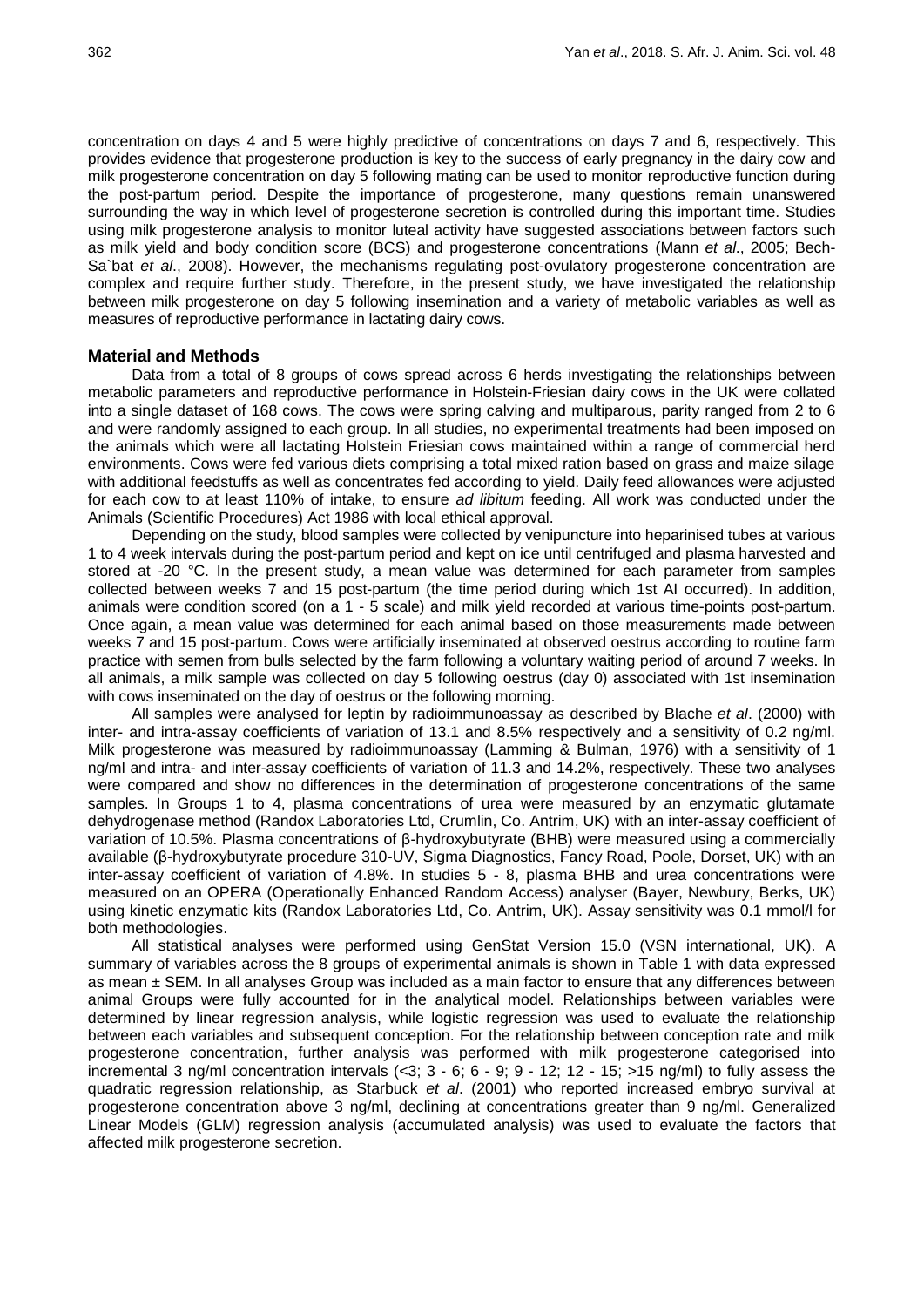concentration on days 4 and 5 were highly predictive of concentrations on days 7 and 6, respectively. This provides evidence that progesterone production is key to the success of early pregnancy in the dairy cow and milk progesterone concentration on day 5 following mating can be used to monitor reproductive function during the post-partum period. Despite the importance of progesterone, many questions remain unanswered surrounding the way in which level of progesterone secretion is controlled during this important time. Studies using milk progesterone analysis to monitor luteal activity have suggested associations between factors such as milk yield and body condition score (BCS) and progesterone concentrations (Mann *et al*., 2005; Bech-Sa`bat *et al*., 2008). However, the mechanisms regulating post-ovulatory progesterone concentration are complex and require further study. Therefore, in the present study, we have investigated the relationship between milk progesterone on day 5 following insemination and a variety of metabolic variables as well as measures of reproductive performance in lactating dairy cows.

## Material and Methods

Data from a total of 8 groups of cows spread across 6 herds investigating the relationships between metabolic parameters and reproductive performance in Holstein-Friesian dairy cows in the UK were collated into a single dataset of 168 cows. The cows were spring calving and multiparous, parity ranged from 2 to 6 and were randomly assigned to each group. In all studies, no experimental treatments had been imposed on the animals which were all lactating Holstein Friesian cows maintained within a range of commercial herd environments. Cows were fed various diets comprising a total mixed ration based on grass and maize silage with additional feedstuffs as well as concentrates fed according to yield. Daily feed allowances were adjusted for each cow to at least 110% of intake, to ensure *ad libitum* feeding. All work was conducted under the Animals (Scientific Procedures) Act 1986 with local ethical approval.

Depending on the study, blood samples were collected by venipuncture into heparinised tubes at various 1 to 4 week intervals during the post-partum period and kept on ice until centrifuged and plasma harvested and stored at -20 °C. In the present study, a mean value was determined for each parameter from samples collected between weeks 7 and 15 post-partum (the time period during which 1st AI occurred). In addition, animals were condition scored (on a 1 - 5 scale) and milk yield recorded at various time-points post-partum. Once again, a mean value was determined for each animal based on those measurements made between weeks 7 and 15 post-partum. Cows were artificially inseminated at observed oestrus according to routine farm practice with semen from bulls selected by the farm following a voluntary waiting period of around 7 weeks. In all animals, a milk sample was collected on day 5 following oestrus (day 0) associated with 1st insemination with cows inseminated on the day of oestrus or the following morning.

All samples were analysed for leptin by radioimmunoassay as described by Blache *et al*. (2000) with inter- and intra-assay coefficients of variation of 13.1 and 8.5% respectively and a sensitivity of 0.2 ng/ml. Milk progesterone was measured by radioimmunoassay (Lamming & Bulman, 1976) with a sensitivity of 1 ng/ml and intra- and inter-assay coefficients of variation of 11.3 and 14.2%, respectively. These two analyses were compared and show no differences in the determination of progesterone concentrations of the same samples. In Groups 1 to 4, plasma concentrations of urea were measured by an enzymatic glutamate dehydrogenase method (Randox Laboratories Ltd, Crumlin, Co. Antrim, UK) with an inter-assay coefficient of variation of 10.5%. Plasma concentrations of β-hydroxybutyrate (BHB) were measured using a commercially available (β-hydroxybutyrate procedure 310-UV, Sigma Diagnostics, Fancy Road, Poole, Dorset, UK) with an inter-assay coefficient of variation of 4.8%. In studies 5 - 8, plasma BHB and urea concentrations were measured on an OPERA (Operationally Enhanced Random Access) analyser (Bayer, Newbury, Berks, UK) using kinetic enzymatic kits (Randox Laboratories Ltd, Co. Antrim, UK). Assay sensitivity was 0.1 mmol/l for both methodologies.

All statistical analyses were performed using GenStat Version 15.0 (VSN international, UK). A summary of variables across the 8 groups of experimental animals is shown in Table 1 with data expressed as mean ± SEM. In all analyses Group was included as a main factor to ensure that any differences between animal Groups were fully accounted for in the analytical model. Relationships between variables were determined by linear regression analysis, while logistic regression was used to evaluate the relationship between each variables and subsequent conception. For the relationship between conception rate and milk progesterone concentration, further analysis was performed with milk progesterone categorised into incremental 3 ng/ml concentration intervals (<3; 3 - 6; 6 - 9; 9 - 12; 12 - 15; >15 ng/ml) to fully assess the quadratic regression relationship, as Starbuck *et al*. (2001) who reported increased embryo survival at progesterone concentration above 3 ng/ml, declining at concentrations greater than 9 ng/ml. Generalized Linear Models (GLM) regression analysis (accumulated analysis) was used to evaluate the factors that affected milk progesterone secretion.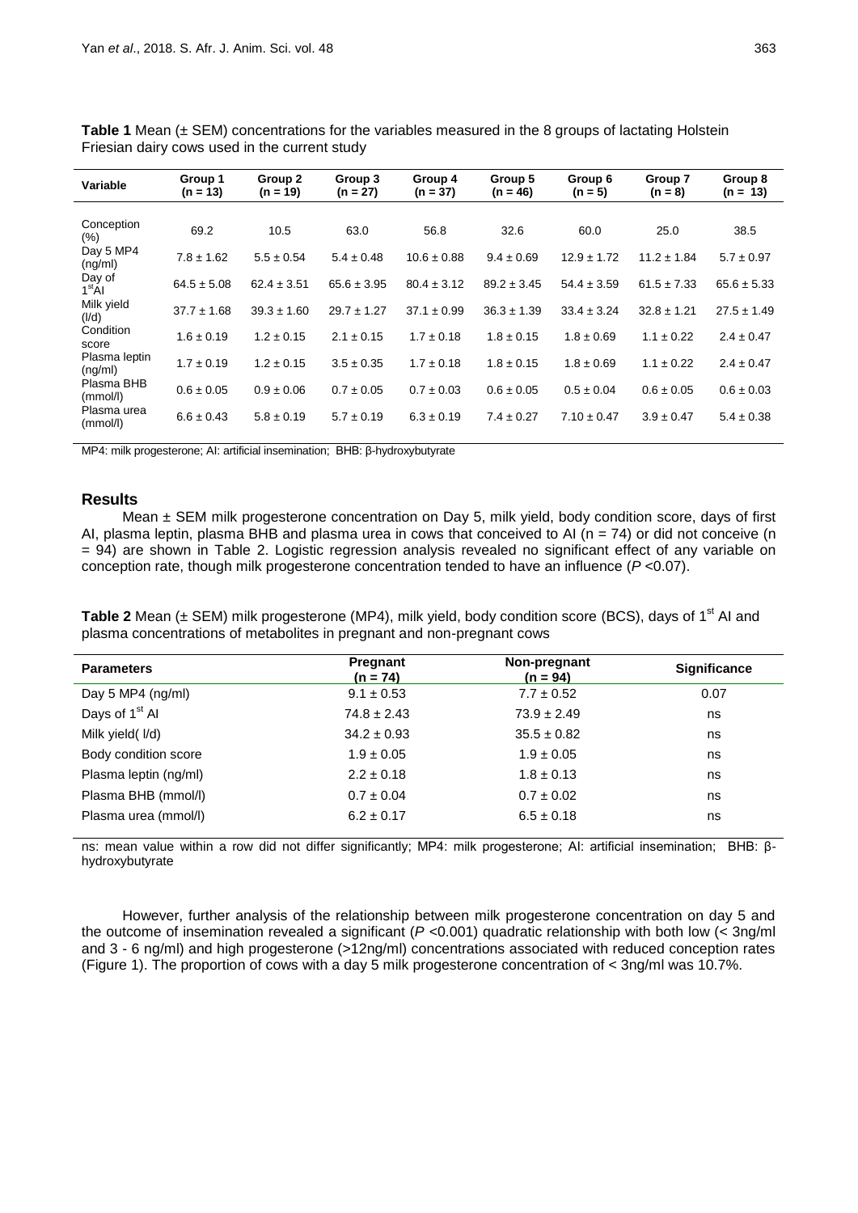**Table 1** Mean (± SEM) concentrations for the variables measured in the 8 groups of lactating Holstein Friesian dairy cows used in the current study

| Variable | Group 1 (n = 13) | Group 2 (n = 19) | Group 3 (n = 27) | Group 4 (n = 37) | Group 5 (n = 46) | Group 6 (n = 5) | Group 7 (n = 8) | Group 8 (n = 13) |
|---|---|---|---|---|---|---|---|---|
| Conception (%) | 69.2 | 10.5 | 63.0 | 56.8 | 32.6 | 60.0 | 25.0 | 38.5 |
| Day 5 MP4 (ng/ml) | 7.8 ± 1.62 | 5.5 ± 0.54 | 5.4 ± 0.48 | 10.6 ± 0.88 | 9.4 ± 0.69 | 12.9 ± 1.72 | 11.2 ± 1.84 | 5.7 ± 0.97 |
| Day of 1$^{st}$AI | 64.5 ± 5.08 | 62.4 ± 3.51 | 65.6 ± 3.95 | 80.4 ± 3.12 | 89.2 ± 3.45 | 54.4 ± 3.59 | 61.5 ± 7.33 | 65.6 ± 5.33 |
| Milk yield (l/d) | 37.7 ± 1.68 | 39.3 ± 1.60 | 29.7 ± 1.27 | 37.1 ± 0.99 | 36.3 ± 1.39 | 33.4 ± 3.24 | 32.8 ± 1.21 | 27.5 ± 1.49 |
| Condition score | 1.6 ± 0.19 | 1.2 ± 0.15 | 2.1 ± 0.15 | 1.7 ± 0.18 | 1.8 ± 0.15 | 1.8 ± 0.69 | 1.1 ± 0.22 | 2.4 ± 0.47 |
| Plasma leptin (ng/ml) | 1.7 ± 0.19 | 1.2 ± 0.15 | 3.5 ± 0.35 | 1.7 ± 0.18 | 1.8 ± 0.15 | 1.8 ± 0.69 | 1.1 ± 0.22 | 2.4 ± 0.47 |
| Plasma BHB (mmol/l) | 0.6 ± 0.05 | 0.9 ± 0.06 | 0.7 ± 0.05 | 0.7 ± 0.03 | 0.6 ± 0.05 | 0.5 ± 0.04 | 0.6 ± 0.05 | 0.6 ± 0.03 |
| Plasma urea (mmol/l) | 6.6 ± 0.43 | 5.8 ± 0.19 | 5.7 ± 0.19 | 6.3 ± 0.19 | 7.4 ± 0.27 | 7.10 ± 0.47 | 3.9 ± 0.47 | 5.4 ± 0.38 |

MP4: milk progesterone; AI: artificial insemination; BHB: β-hydroxybutyrate

## Results

Mean ± SEM milk progesterone concentration on Day 5, milk yield, body condition score, days of first AI, plasma leptin, plasma BHB and plasma urea in cows that conceived to AI (n = 74) or did not conceive (n = 94) are shown in Table 2. Logistic regression analysis revealed no significant effect of any variable on conception rate, though milk progesterone concentration tended to have an influence ($P$ <0.07).

**Table 2** Mean (± SEM) milk progesterone (MP4), milk yield, body condition score (BCS), days of 1$^{st}$ AI and plasma concentrations of metabolites in pregnant and non-pregnant cows

| Parameters | Pregnant (n = 74) | Non-pregnant (n = 94) | Significance |
|---|---|---|---|
| Day 5 MP4 (ng/ml) | 9.1 ± 0.53 | 7.7 ± 0.52 | 0.07 |
| Days of 1$^{st}$ AI | 74.8 ± 2.43 | 73.9 ± 2.49 | ns |
| Milk yield( l/d) | 34.2 ± 0.93 | 35.5 ± 0.82 | ns |
| Body condition score | 1.9 ± 0.05 | 1.9 ± 0.05 | ns |
| Plasma leptin (ng/ml) | 2.2 ± 0.18 | 1.8 ± 0.13 | ns |
| Plasma BHB (mmol/l) | 0.7 ± 0.04 | 0.7 ± 0.02 | ns |
| Plasma urea (mmol/l) | 6.2 ± 0.17 | 6.5 ± 0.18 | ns |

ns: mean value within a row did not differ significantly; MP4: milk progesterone; AI: artificial insemination; BHB: β-hydroxybutyrate

However, further analysis of the relationship between milk progesterone concentration on day 5 and the outcome of insemination revealed a significant ($P$ <0.001) quadratic relationship with both low (< 3ng/ml and 3 - 6 ng/ml) and high progesterone (>12ng/ml) concentrations associated with reduced conception rates (Figure 1). The proportion of cows with a day 5 milk progesterone concentration of < 3ng/ml was 10.7%.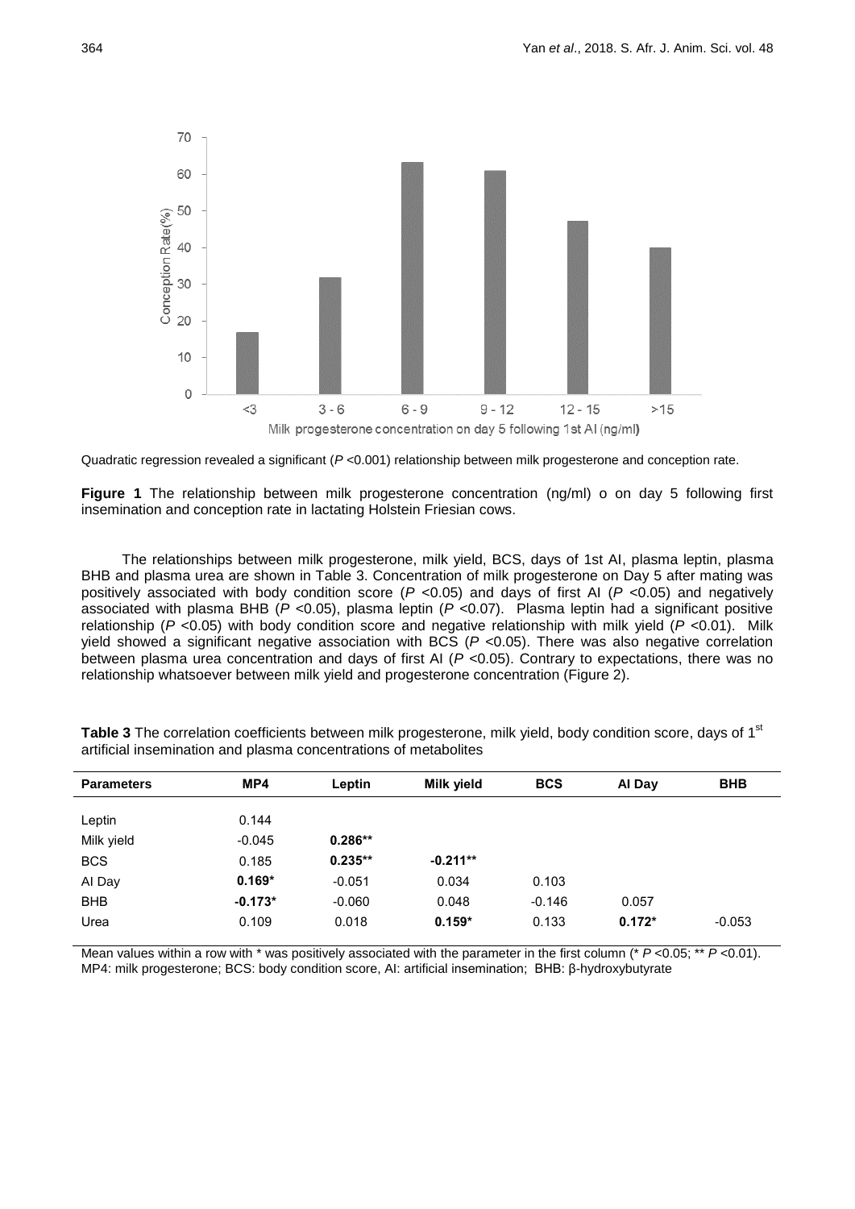Quadratic regression revealed a significant ($P$ <0.001) relationship between milk progesterone and conception rate.

**Figure 1** The relationship between milk progesterone concentration (ng/ml) o on day 5 following first insemination and conception rate in lactating Holstein Friesian cows.

The relationships between milk progesterone, milk yield, BCS, days of 1st AI, plasma leptin, plasma BHB and plasma urea are shown in Table 3. Concentration of milk progesterone on Day 5 after mating was positively associated with body condition score ($P$ <0.05) and days of first AI ($P$ <0.05) and negatively associated with plasma BHB ($P$ <0.05), plasma leptin ($P$ <0.07). Plasma leptin had a significant positive relationship ($P$ <0.05) with body condition score and negative relationship with milk yield ($P$ <0.01). Milk yield showed a significant negative association with BCS ($P$ <0.05). There was also negative correlation between plasma urea concentration and days of first AI ($P$ <0.05). Contrary to expectations, there was no relationship whatsoever between milk yield and progesterone concentration (Figure 2).

**Table 3** The correlation coefficients between milk progesterone, milk yield, body condition score, days of 1st artificial insemination and plasma concentrations of metabolites

| Parameters | MP4 | Leptin | Milk yield | BCS | AI Day | BHB |
|---|---|---|---|---|---|---|
| Leptin | 0.144 | | | | | |
| Milk yield | -0.045 | **0.286**** | | | | |
| BCS | 0.185 | **0.235**** | **-0.211**** | | | |
| AI Day | **0.169*** | -0.051 | 0.034 | 0.103 | | |
| BHB | **-0.173*** | -0.060 | 0.048 | -0.146 | 0.057 | |
| Urea | 0.109 | 0.018 | **0.159*** | 0.133 | **0.172*** | -0.053 |

Mean values within a row with * was positively associated with the parameter in the first column (* $P$ <0.05; ** $P$ <0.01).
MP4: milk progesterone; BCS: body condition score, AI: artificial insemination; BHB: β-hydroxybutyrate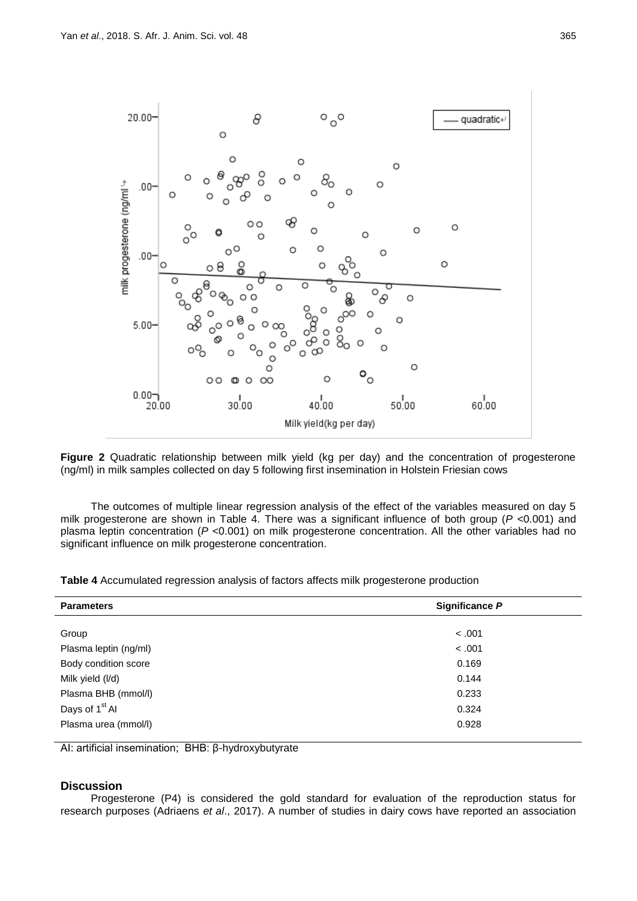**Figure 2** Quadratic relationship between milk yield (kg per day) and the concentration of progesterone (ng/ml) in milk samples collected on day 5 following first insemination in Holstein Friesian cows

The outcomes of multiple linear regression analysis of the effect of the variables measured on day 5 milk progesterone are shown in Table 4. There was a significant influence of both group (*P* <0.001) and plasma leptin concentration (*P* <0.001) on milk progesterone concentration. All the other variables had no significant influence on milk progesterone concentration.

**Table 4** Accumulated regression analysis of factors affects milk progesterone production

| Parameters | Significance *P* |
|---|---|
| Group | < .001 |
| Plasma leptin (ng/ml) | < .001 |
| Body condition score | 0.169 |
| Milk yield (l/d) | 0.144 |
| Plasma BHB (mmol/l) | 0.233 |
| Days of 1st AI | 0.324 |
| Plasma urea (mmol/l) | 0.928 |

AI: artificial insemination; BHB: β-hydroxybutyrate

## Discussion

Progesterone (P4) is considered the gold standard for evaluation of the reproduction status for research purposes (Adriaens *et al*., 2017). A number of studies in dairy cows have reported an association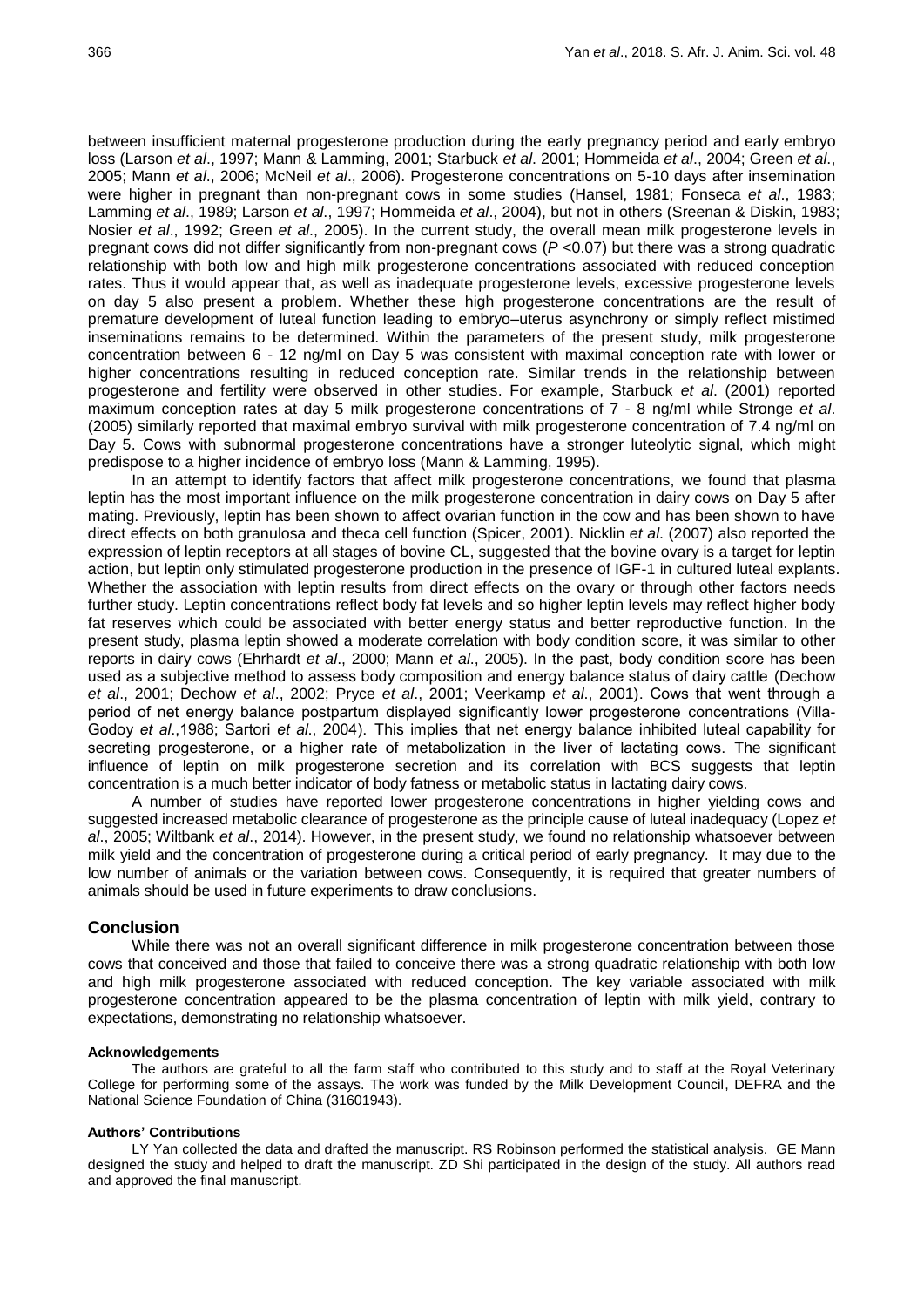between insufficient maternal progesterone production during the early pregnancy period and early embryo loss (Larson *et al*., 1997; Mann & Lamming, 2001; Starbuck *et al*. 2001; Hommeida *et al*., 2004; Green *et al*., 2005; Mann *et al*., 2006; McNeil *et al*., 2006). Progesterone concentrations on 5-10 days after insemination were higher in pregnant than non-pregnant cows in some studies (Hansel, 1981; Fonseca *et al*., 1983; Lamming *et al*., 1989; Larson *et al*., 1997; Hommeida *et al*., 2004), but not in others (Sreenan & Diskin, 1983; Nosier *et al*., 1992; Green *et al*., 2005). In the current study, the overall mean milk progesterone levels in pregnant cows did not differ significantly from non-pregnant cows ($P$ <0.07) but there was a strong quadratic relationship with both low and high milk progesterone concentrations associated with reduced conception rates. Thus it would appear that, as well as inadequate progesterone levels, excessive progesterone levels on day 5 also present a problem. Whether these high progesterone concentrations are the result of premature development of luteal function leading to embryo–uterus asynchrony or simply reflect mistimed inseminations remains to be determined. Within the parameters of the present study, milk progesterone concentration between 6 - 12 ng/ml on Day 5 was consistent with maximal conception rate with lower or higher concentrations resulting in reduced conception rate. Similar trends in the relationship between progesterone and fertility were observed in other studies. For example, Starbuck *et al*. (2001) reported maximum conception rates at day 5 milk progesterone concentrations of 7 - 8 ng/ml while Stronge *et al*. (2005) similarly reported that maximal embryo survival with milk progesterone concentration of 7.4 ng/ml on Day 5. Cows with subnormal progesterone concentrations have a stronger luteolytic signal, which might predispose to a higher incidence of embryo loss (Mann & Lamming, 1995).

In an attempt to identify factors that affect milk progesterone concentrations, we found that plasma leptin has the most important influence on the milk progesterone concentration in dairy cows on Day 5 after mating. Previously, leptin has been shown to affect ovarian function in the cow and has been shown to have direct effects on both granulosa and theca cell function (Spicer, 2001). Nicklin *et al*. (2007) also reported the expression of leptin receptors at all stages of bovine CL, suggested that the bovine ovary is a target for leptin action, but leptin only stimulated progesterone production in the presence of IGF-1 in cultured luteal explants. Whether the association with leptin results from direct effects on the ovary or through other factors needs further study. Leptin concentrations reflect body fat levels and so higher leptin levels may reflect higher body fat reserves which could be associated with better energy status and better reproductive function. In the present study, plasma leptin showed a moderate correlation with body condition score, it was similar to other reports in dairy cows (Ehrhardt *et al*., 2000; Mann *et al*., 2005). In the past, body condition score has been used as a subjective method to assess body composition and energy balance status of dairy cattle (Dechow *et al*., 2001; Dechow *et al*., 2002; Pryce *et al*., 2001; Veerkamp *et al*., 2001). Cows that went through a period of net energy balance postpartum displayed significantly lower progesterone concentrations (Villa-Godoy *et al*.,1988; Sartori *et al*., 2004). This implies that net energy balance inhibited luteal capability for secreting progesterone, or a higher rate of metabolization in the liver of lactating cows. The significant influence of leptin on milk progesterone secretion and its correlation with BCS suggests that leptin concentration is a much better indicator of body fatness or metabolic status in lactating dairy cows.

A number of studies have reported lower progesterone concentrations in higher yielding cows and suggested increased metabolic clearance of progesterone as the principle cause of luteal inadequacy (Lopez *et al*., 2005; Wiltbank *et al*., 2014). However, in the present study, we found no relationship whatsoever between milk yield and the concentration of progesterone during a critical period of early pregnancy. It may due to the low number of animals or the variation between cows. Consequently, it is required that greater numbers of animals should be used in future experiments to draw conclusions.

## Conclusion

While there was not an overall significant difference in milk progesterone concentration between those cows that conceived and those that failed to conceive there was a strong quadratic relationship with both low and high milk progesterone associated with reduced conception. The key variable associated with milk progesterone concentration appeared to be the plasma concentration of leptin with milk yield, contrary to expectations, demonstrating no relationship whatsoever.

#### Acknowledgements

The authors are grateful to all the farm staff who contributed to this study and to staff at the Royal Veterinary College for performing some of the assays. The work was funded by the Milk Development Council, DEFRA and the National Science Foundation of China (31601943).

#### Authors' Contributions

LY Yan collected the data and drafted the manuscript. RS Robinson performed the statistical analysis. GE Mann designed the study and helped to draft the manuscript. ZD Shi participated in the design of the study. All authors read and approved the final manuscript.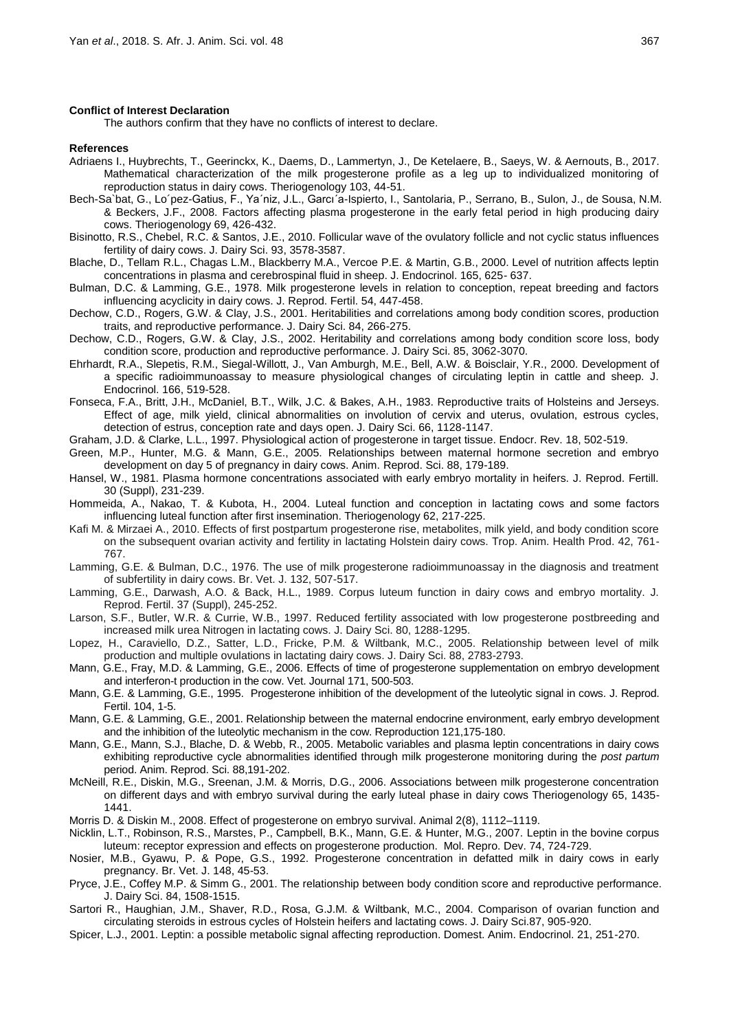**Conflict of Interest Declaration**

The authors confirm that they have no conflicts of interest to declare.

**References**

Adriaens I., Huybrechts, T., Geerinckx, K., Daems, D., Lammertyn, J., De Ketelaere, B., Saeys, W. & Aernouts, B., 2017. Mathematical characterization of the milk progesterone profile as a leg up to individualized monitoring of reproduction status in dairy cows. Theriogenology 103, 44-51.

Bech-Sa`bat, G., Lo´pez-Gatius, F., Ya´niz, J.L., Garcı´a-Ispierto, I., Santolaria, P., Serrano, B., Sulon, J., de Sousa, N.M. & Beckers, J.F., 2008. Factors affecting plasma progesterone in the early fetal period in high producing dairy cows. Theriogenology 69, 426-432.

Bisinotto, R.S., Chebel, R.C. & Santos, J.E., 2010. Follicular wave of the ovulatory follicle and not cyclic status influences fertility of dairy cows. J. Dairy Sci. 93, 3578-3587.

Blache, D., Tellam R.L., Chagas L.M., Blackberry M.A., Vercoe P.E. & Martin, G.B., 2000. Level of nutrition affects leptin concentrations in plasma and cerebrospinal fluid in sheep. J. Endocrinol. 165, 625- 637.

Bulman, D.C. & Lamming, G.E., 1978. Milk progesterone levels in relation to conception, repeat breeding and factors influencing acyclicity in dairy cows. J. Reprod. Fertil. 54, 447-458.

Dechow, C.D., Rogers, G.W. & Clay, J.S., 2001. Heritabilities and correlations among body condition scores, production traits, and reproductive performance. J. Dairy Sci. 84, 266-275.

Dechow, C.D., Rogers, G.W. & Clay, J.S., 2002. Heritability and correlations among body condition score loss, body condition score, production and reproductive performance. J. Dairy Sci. 85, 3062-3070.

Ehrhardt, R.A., Slepetis, R.M., Siegal-Willott, J., Van Amburgh, M.E., Bell, A.W. & Boisclair, Y.R., 2000. Development of a specific radioimmunoassay to measure physiological changes of circulating leptin in cattle and sheep. J. Endocrinol. 166, 519-528.

Fonseca, F.A., Britt, J.H., McDaniel, B.T., Wilk, J.C. & Bakes, A.H., 1983. Reproductive traits of Holsteins and Jerseys. Effect of age, milk yield, clinical abnormalities on involution of cervix and uterus, ovulation, estrous cycles, detection of estrus, conception rate and days open. J. Dairy Sci. 66, 1128-1147.

Graham, J.D. & Clarke, L.L., 1997. Physiological action of progesterone in target tissue. Endocr. Rev. 18, 502-519.

Green, M.P., Hunter, M.G. & Mann, G.E., 2005. Relationships between maternal hormone secretion and embryo development on day 5 of pregnancy in dairy cows. Anim. Reprod. Sci. 88, 179-189.

Hansel, W., 1981. Plasma hormone concentrations associated with early embryo mortality in heifers. J. Reprod. Fertill. 30 (Suppl), 231-239.

Hommeida, A., Nakao, T. & Kubota, H., 2004. Luteal function and conception in lactating cows and some factors influencing luteal function after first insemination. Theriogenology 62, 217-225.

Kafi M. & Mirzaei A., 2010. Effects of first postpartum progesterone rise, metabolites, milk yield, and body condition score on the subsequent ovarian activity and fertility in lactating Holstein dairy cows. Trop. Anim. Health Prod. 42, 761-767.

Lamming, G.E. & Bulman, D.C., 1976. The use of milk progesterone radioimmunoassay in the diagnosis and treatment of subfertility in dairy cows. Br. Vet. J. 132, 507-517.

Lamming, G.E., Darwash, A.O. & Back, H.L., 1989. Corpus luteum function in dairy cows and embryo mortality. J. Reprod. Fertil. 37 (Suppl), 245-252.

Larson, S.F., Butler, W.R. & Currie, W.B., 1997. Reduced fertility associated with low progesterone postbreeding and increased milk urea Nitrogen in lactating cows. J. Dairy Sci. 80, 1288-1295.

Lopez, H., Caraviello, D.Z., Satter, L.D., Fricke, P.M. & Wiltbank, M.C., 2005. Relationship between level of milk production and multiple ovulations in lactating dairy cows. J. Dairy Sci. 88, 2783-2793.

Mann, G.E., Fray, M.D. & Lamming, G.E., 2006. Effects of time of progesterone supplementation on embryo development and interferon-t production in the cow. Vet. Journal 171, 500-503.

Mann, G.E. & Lamming, G.E., 1995. Progesterone inhibition of the development of the luteolytic signal in cows. J. Reprod. Fertil. 104, 1-5.

Mann, G.E. & Lamming, G.E., 2001. Relationship between the maternal endocrine environment, early embryo development and the inhibition of the luteolytic mechanism in the cow. Reproduction 121,175-180.

Mann, G.E., Mann, S.J., Blache, D. & Webb, R., 2005. Metabolic variables and plasma leptin concentrations in dairy cows exhibiting reproductive cycle abnormalities identified through milk progesterone monitoring during the *post partum* period. Anim. Reprod. Sci. 88,191-202.

McNeill, R.E., Diskin, M.G., Sreenan, J.M. & Morris, D.G., 2006. Associations between milk progesterone concentration on different days and with embryo survival during the early luteal phase in dairy cows Theriogenology 65, 1435-1441.

Morris D. & Diskin M., 2008. Effect of progesterone on embryo survival. Animal 2(8), 1112–1119.

Nicklin, L.T., Robinson, R.S., Marstes, P., Campbell, B.K., Mann, G.E. & Hunter, M.G., 2007. Leptin in the bovine corpus luteum: receptor expression and effects on progesterone production. Mol. Repro. Dev. 74, 724-729.

Nosier, M.B., Gyawu, P. & Pope, G.S., 1992. Progesterone concentration in defatted milk in dairy cows in early pregnancy. Br. Vet. J. 148, 45-53.

Pryce, J.E., Coffey M.P. & Simm G., 2001. The relationship between body condition score and reproductive performance. J. Dairy Sci. 84, 1508-1515.

Sartori R., Haughian, J.M., Shaver, R.D., Rosa, G.J.M. & Wiltbank, M.C., 2004. Comparison of ovarian function and circulating steroids in estrous cycles of Holstein heifers and lactating cows. J. Dairy Sci.87, 905-920.

Spicer, L.J., 2001. Leptin: a possible metabolic signal affecting reproduction. Domest. Anim. Endocrinol. 21, 251-270.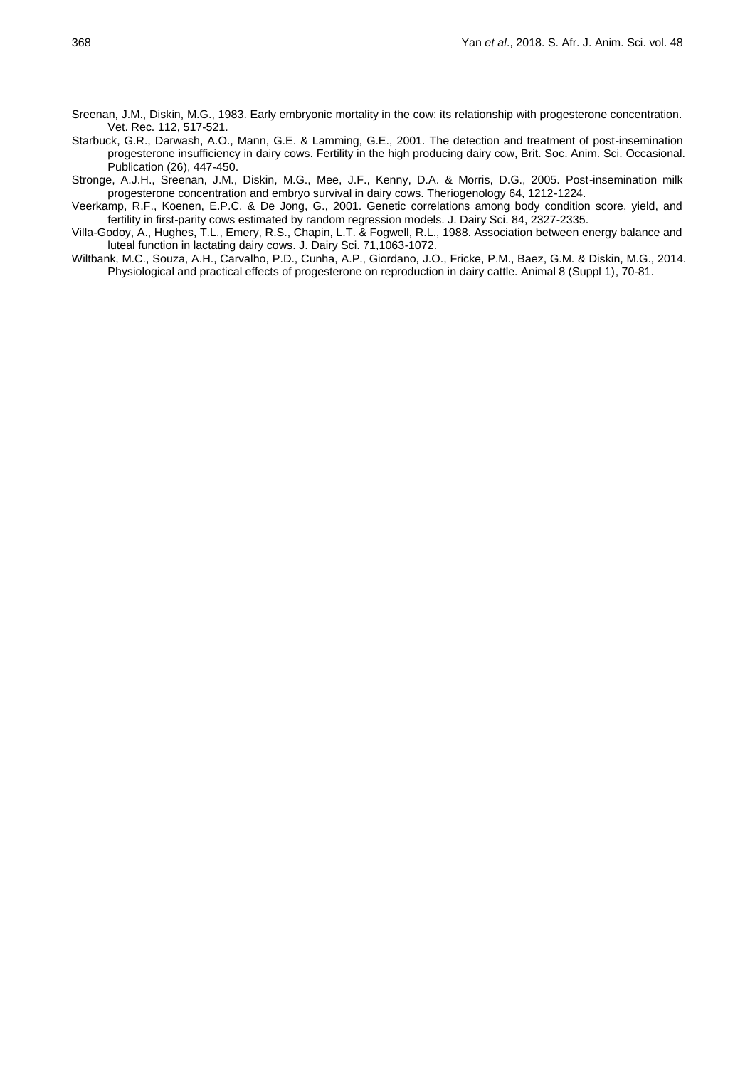Sreenan, J.M., Diskin, M.G., 1983. Early embryonic mortality in the cow: its relationship with progesterone concentration. Vet. Rec. 112, 517-521.

Starbuck, G.R., Darwash, A.O., Mann, G.E. & Lamming, G.E., 2001. The detection and treatment of post-insemination progesterone insufficiency in dairy cows. Fertility in the high producing dairy cow, Brit. Soc. Anim. Sci. Occasional. Publication (26), 447-450.

Stronge, A.J.H., Sreenan, J.M., Diskin, M.G., Mee, J.F., Kenny, D.A. & Morris, D.G., 2005. Post-insemination milk progesterone concentration and embryo survival in dairy cows. Theriogenology 64, 1212-1224.

Veerkamp, R.F., Koenen, E.P.C. & De Jong, G., 2001. Genetic correlations among body condition score, yield, and fertility in first-parity cows estimated by random regression models. J. Dairy Sci. 84, 2327-2335.

Villa-Godoy, A., Hughes, T.L., Emery, R.S., Chapin, L.T. & Fogwell, R.L., 1988. Association between energy balance and luteal function in lactating dairy cows. J. Dairy Sci. 71,1063-1072.

Wiltbank, M.C., Souza, A.H., Carvalho, P.D., Cunha, A.P., Giordano, J.O., Fricke, P.M., Baez, G.M. & Diskin, M.G., 2014. Physiological and practical effects of progesterone on reproduction in dairy cattle. Animal 8 (Suppl 1), 70-81.